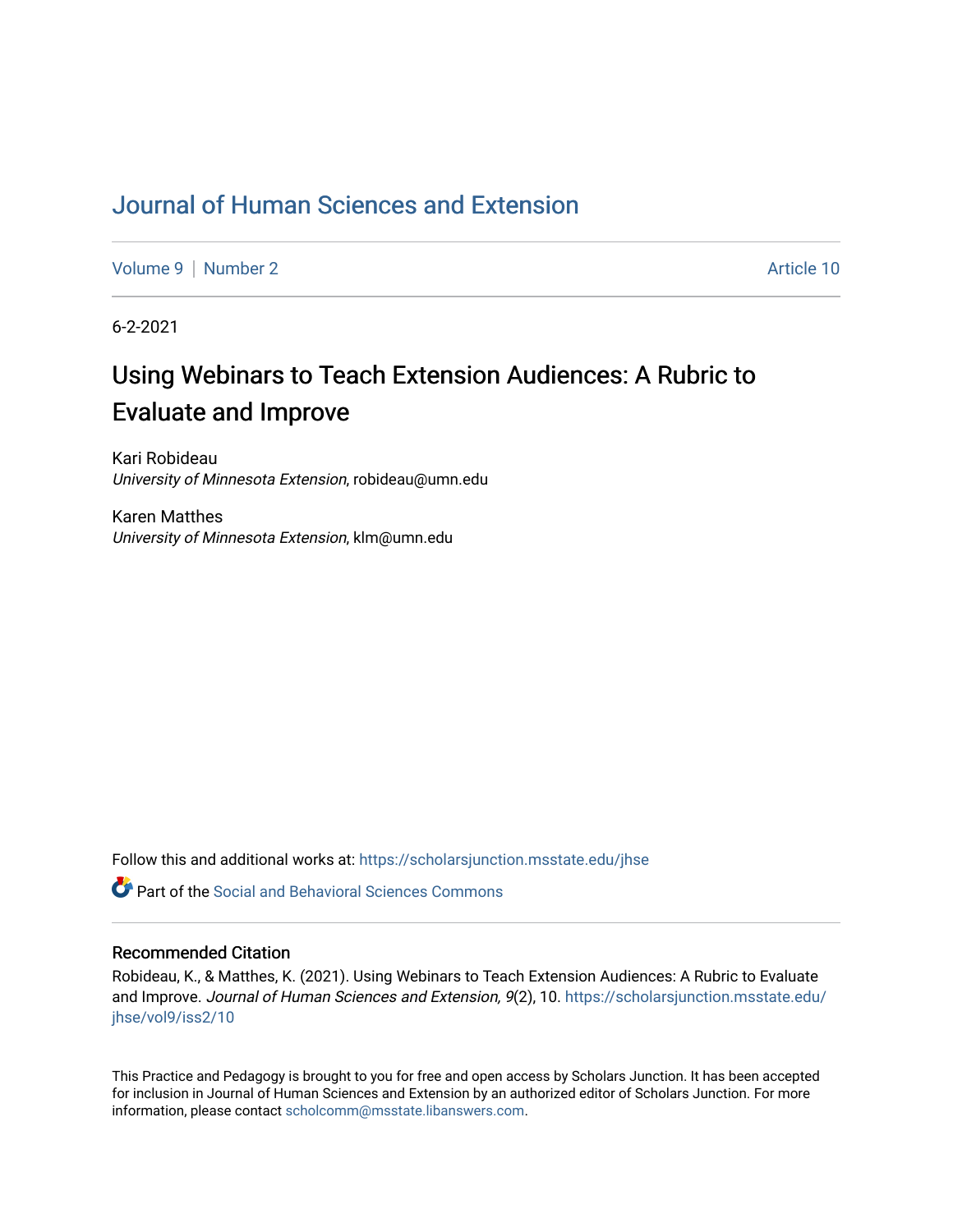# Journal of Human Sciences and Extension

Volume 9 | Number 2 Article 10

6-2-2021

## Using Webinars to Teach Extension Audiences: A Rubric to Evaluate and Improve

Kari Robideau
*University of Minnesota Extension*, robideau@umn.edu

Karen Matthes
*University of Minnesota Extension*, klm@umn.edu

Follow this and additional works at: https://scholarsjunction.msstate.edu/jhse

Part of the Social and Behavioral Sciences Commons

### Recommended Citation

Robideau, K., & Matthes, K. (2021). Using Webinars to Teach Extension Audiences: A Rubric to Evaluate and Improve. *Journal of Human Sciences and Extension, 9*(2), 10. https://scholarsjunction.msstate.edu/jhse/vol9/iss2/10

This Practice and Pedagogy is brought to you for free and open access by Scholars Junction. It has been accepted for inclusion in Journal of Human Sciences and Extension by an authorized editor of Scholars Junction. For more information, please contact scholcomm@msstate.libanswers.com.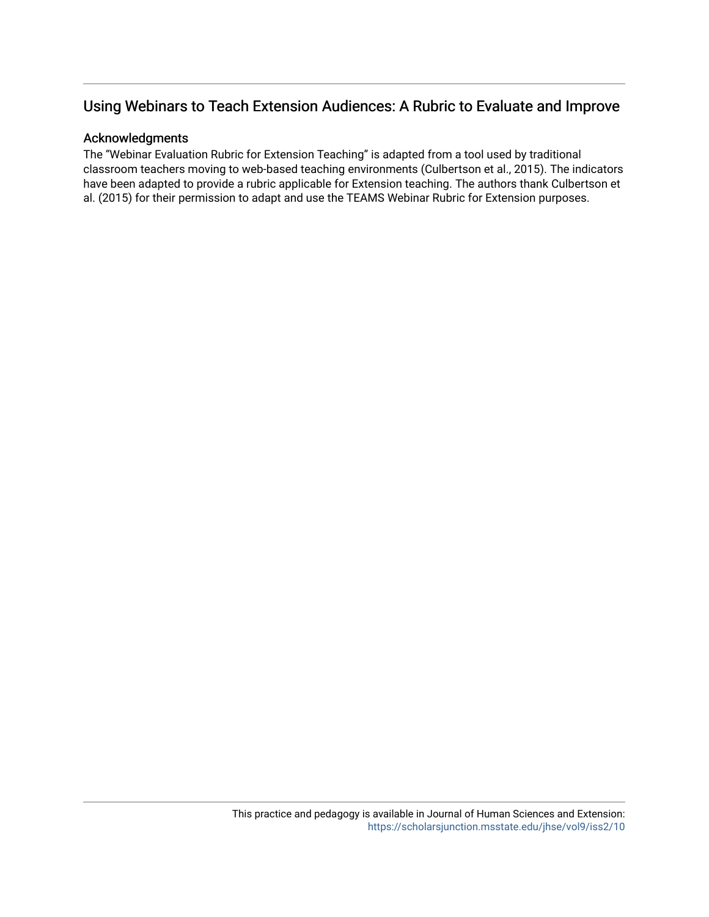# Using Webinars to Teach Extension Audiences: A Rubric to Evaluate and Improve

## Acknowledgments

The "Webinar Evaluation Rubric for Extension Teaching" is adapted from a tool used by traditional classroom teachers moving to web-based teaching environments (Culbertson et al., 2015). The indicators have been adapted to provide a rubric applicable for Extension teaching. The authors thank Culbertson et al. (2015) for their permission to adapt and use the TEAMS Webinar Rubric for Extension purposes.

This practice and pedagogy is available in Journal of Human Sciences and Extension: https://scholarsjunction.msstate.edu/jhse/vol9/iss2/10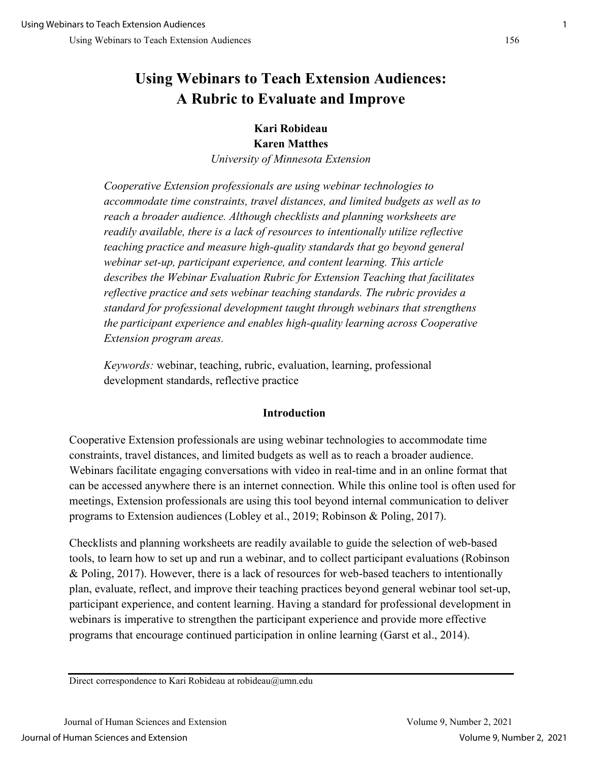# Using Webinars to Teach Extension Audiences: A Rubric to Evaluate and Improve

**Kari Robideau**
**Karen Matthes**
*University of Minnesota Extension*

*Cooperative Extension professionals are using webinar technologies to accommodate time constraints, travel distances, and limited budgets as well as to reach a broader audience. Although checklists and planning worksheets are readily available, there is a lack of resources to intentionally utilize reflective teaching practice and measure high-quality standards that go beyond general webinar set-up, participant experience, and content learning. This article describes the Webinar Evaluation Rubric for Extension Teaching that facilitates reflective practice and sets webinar teaching standards. The rubric provides a standard for professional development taught through webinars that strengthens the participant experience and enables high-quality learning across Cooperative Extension program areas.*

*Keywords:* webinar, teaching, rubric, evaluation, learning, professional development standards, reflective practice

## Introduction

Cooperative Extension professionals are using webinar technologies to accommodate time constraints, travel distances, and limited budgets as well as to reach a broader audience. Webinars facilitate engaging conversations with video in real-time and in an online format that can be accessed anywhere there is an internet connection. While this online tool is often used for meetings, Extension professionals are using this tool beyond internal communication to deliver programs to Extension audiences (Lobley et al., 2019; Robinson & Poling, 2017).

Checklists and planning worksheets are readily available to guide the selection of web-based tools, to learn how to set up and run a webinar, and to collect participant evaluations (Robinson & Poling, 2017). However, there is a lack of resources for web-based teachers to intentionally plan, evaluate, reflect, and improve their teaching practices beyond general webinar tool set-up, participant experience, and content learning. Having a standard for professional development in webinars is imperative to strengthen the participant experience and provide more effective programs that encourage continued participation in online learning (Garst et al., 2014).

Direct correspondence to Kari Robideau at robideau@umn.edu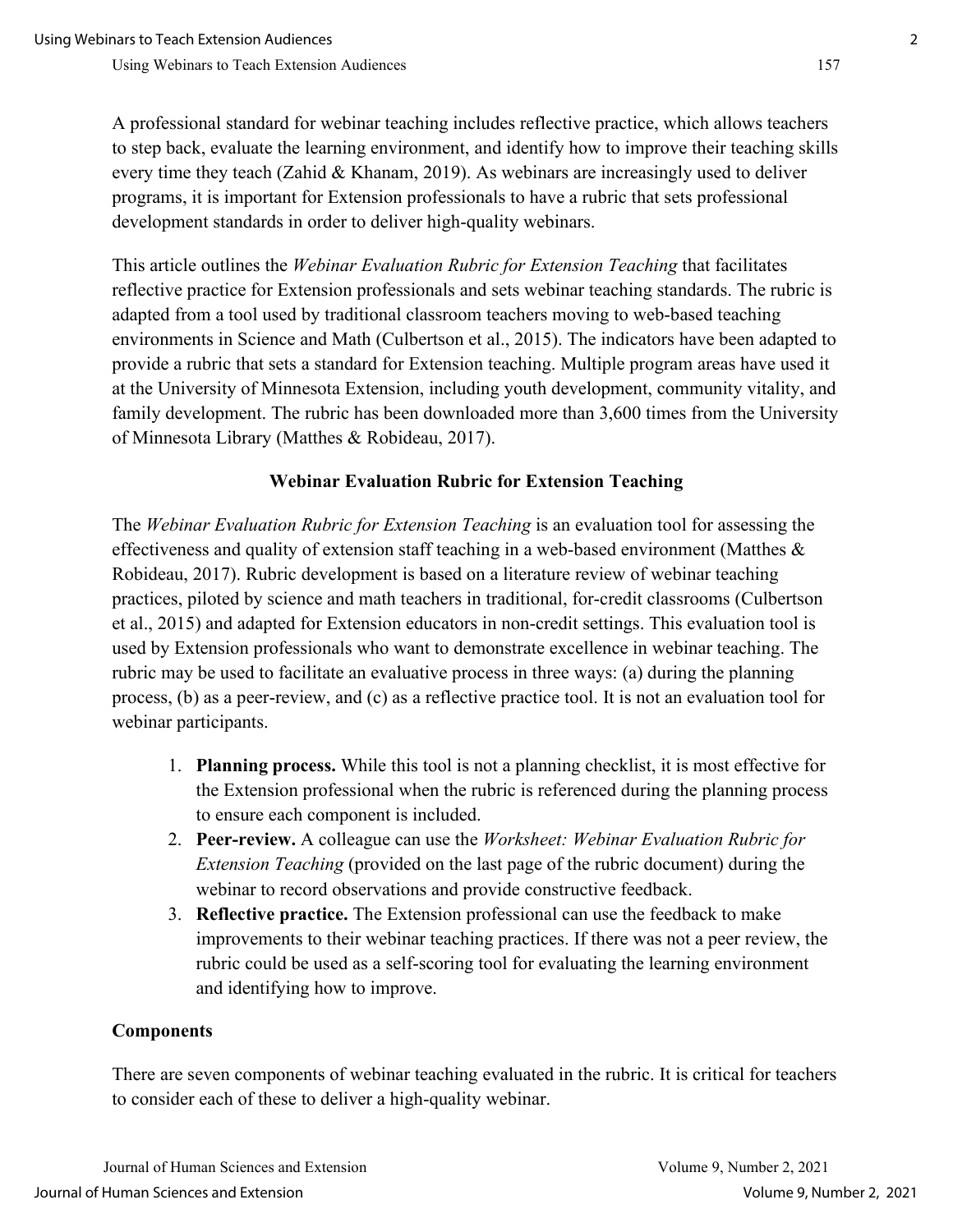A professional standard for webinar teaching includes reflective practice, which allows teachers to step back, evaluate the learning environment, and identify how to improve their teaching skills every time they teach (Zahid & Khanam, 2019). As webinars are increasingly used to deliver programs, it is important for Extension professionals to have a rubric that sets professional development standards in order to deliver high-quality webinars.

This article outlines the *Webinar Evaluation Rubric for Extension Teaching* that facilitates reflective practice for Extension professionals and sets webinar teaching standards. The rubric is adapted from a tool used by traditional classroom teachers moving to web-based teaching environments in Science and Math (Culbertson et al., 2015). The indicators have been adapted to provide a rubric that sets a standard for Extension teaching. Multiple program areas have used it at the University of Minnesota Extension, including youth development, community vitality, and family development. The rubric has been downloaded more than 3,600 times from the University of Minnesota Library (Matthes & Robideau, 2017).

## Webinar Evaluation Rubric for Extension Teaching

The *Webinar Evaluation Rubric for Extension Teaching* is an evaluation tool for assessing the effectiveness and quality of extension staff teaching in a web-based environment (Matthes & Robideau, 2017). Rubric development is based on a literature review of webinar teaching practices, piloted by science and math teachers in traditional, for-credit classrooms (Culbertson et al., 2015) and adapted for Extension educators in non-credit settings. This evaluation tool is used by Extension professionals who want to demonstrate excellence in webinar teaching. The rubric may be used to facilitate an evaluative process in three ways: (a) during the planning process, (b) as a peer-review, and (c) as a reflective practice tool. It is not an evaluation tool for webinar participants.

1. **Planning process.** While this tool is not a planning checklist, it is most effective for the Extension professional when the rubric is referenced during the planning process to ensure each component is included.
2. **Peer-review.** A colleague can use the *Worksheet: Webinar Evaluation Rubric for Extension Teaching* (provided on the last page of the rubric document) during the webinar to record observations and provide constructive feedback.
3. **Reflective practice.** The Extension professional can use the feedback to make improvements to their webinar teaching practices. If there was not a peer review, the rubric could be used as a self-scoring tool for evaluating the learning environment and identifying how to improve.

### Components

There are seven components of webinar teaching evaluated in the rubric. It is critical for teachers to consider each of these to deliver a high-quality webinar.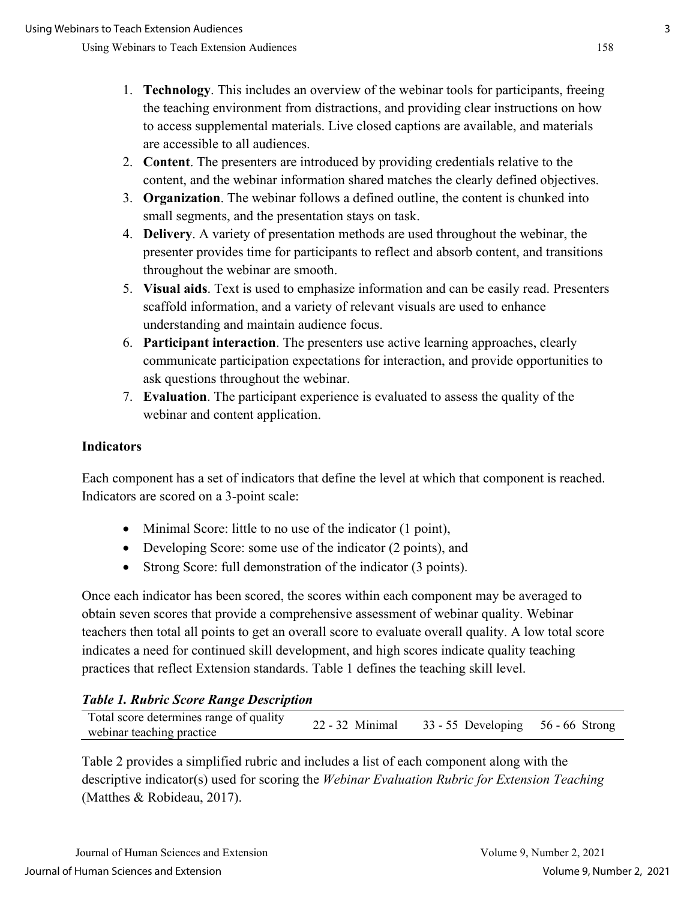1. **Technology**. This includes an overview of the webinar tools for participants, freeing the teaching environment from distractions, and providing clear instructions on how to access supplemental materials. Live closed captions are available, and materials are accessible to all audiences.
2. **Content**. The presenters are introduced by providing credentials relative to the content, and the webinar information shared matches the clearly defined objectives.
3. **Organization**. The webinar follows a defined outline, the content is chunked into small segments, and the presentation stays on task.
4. **Delivery**. A variety of presentation methods are used throughout the webinar, the presenter provides time for participants to reflect and absorb content, and transitions throughout the webinar are smooth.
5. **Visual aids**. Text is used to emphasize information and can be easily read. Presenters scaffold information, and a variety of relevant visuals are used to enhance understanding and maintain audience focus.
6. **Participant interaction**. The presenters use active learning approaches, clearly communicate participation expectations for interaction, and provide opportunities to ask questions throughout the webinar.
7. **Evaluation**. The participant experience is evaluated to assess the quality of the webinar and content application.

### Indicators

Each component has a set of indicators that define the level at which that component is reached. Indicators are scored on a 3-point scale:

- Minimal Score: little to no use of the indicator (1 point),
- Developing Score: some use of the indicator (2 points), and
- Strong Score: full demonstration of the indicator (3 points).

Once each indicator has been scored, the scores within each component may be averaged to obtain seven scores that provide a comprehensive assessment of webinar quality. Webinar teachers then total all points to get an overall score to evaluate overall quality. A low total score indicates a need for continued skill development, and high scores indicate quality teaching practices that reflect Extension standards. Table 1 defines the teaching skill level.

***Table 1. Rubric Score Range Description***

| Total score determines range of quality webinar teaching practice | 22 - 32 Minimal | 33 - 55 Developing | 56 - 66 Strong |
|---|---|---|---|

Table 2 provides a simplified rubric and includes a list of each component along with the descriptive indicator(s) used for scoring the *Webinar Evaluation Rubric for Extension Teaching* (Matthes & Robideau, 2017).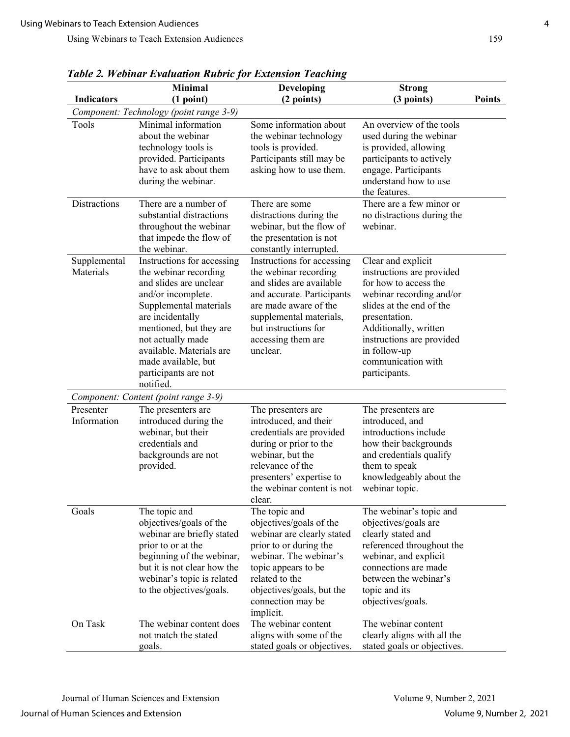*Table 2. Webinar Evaluation Rubric for Extension Teaching*

| Indicators | Minimal (1 point) | Developing (2 points) | Strong (3 points) | Points |
|---|---|---|---|---|
| *Component: Technology (point range 3-9)* | | | | |
| Tools | Minimal information about the webinar technology tools is provided. Participants have to ask about them during the webinar. | Some information about the webinar technology tools is provided. Participants still may be asking how to use them. | An overview of the tools used during the webinar is provided, allowing participants to actively engage. Participants understand how to use the features. | |
| Distractions | There are a number of substantial distractions throughout the webinar that impede the flow of the webinar. | There are some distractions during the webinar, but the flow of the presentation is not constantly interrupted. | There are a few minor or no distractions during the webinar. | |
| Supplemental Materials | Instructions for accessing the webinar recording and slides are unclear and/or incomplete. Supplemental materials are incidentally mentioned, but they are not actually made available. Materials are made available, but participants are not notified. | Instructions for accessing the webinar recording and slides are available and accurate. Participants are made aware of the supplemental materials, but instructions for accessing them are unclear. | Clear and explicit instructions are provided for how to access the webinar recording and/or slides at the end of the presentation. Additionally, written instructions are provided in follow-up communication with participants. | |
| *Component: Content (point range 3-9)* | | | | |
| Presenter Information | The presenters are introduced during the webinar, but their credentials and backgrounds are not provided. | The presenters are introduced, and their credentials are provided during or prior to the webinar, but the relevance of the presenters' expertise to the webinar content is not clear. | The presenters are introduced, and introductions include how their backgrounds and credentials qualify them to speak knowledgeably about the webinar topic. | |
| Goals | The topic and objectives/goals of the webinar are briefly stated prior to or at the beginning of the webinar, but it is not clear how the webinar's topic is related to the objectives/goals. | The topic and objectives/goals of the webinar are clearly stated prior to or during the webinar. The webinar's topic appears to be related to the objectives/goals, but the connection may be implicit. | The webinar's topic and objectives/goals are clearly stated and referenced throughout the webinar, and explicit connections are made between the webinar's topic and its objectives/goals. | |
| On Task | The webinar content does not match the stated goals. | The webinar content aligns with some of the stated goals or objectives. | The webinar content clearly aligns with all the stated goals or objectives. | |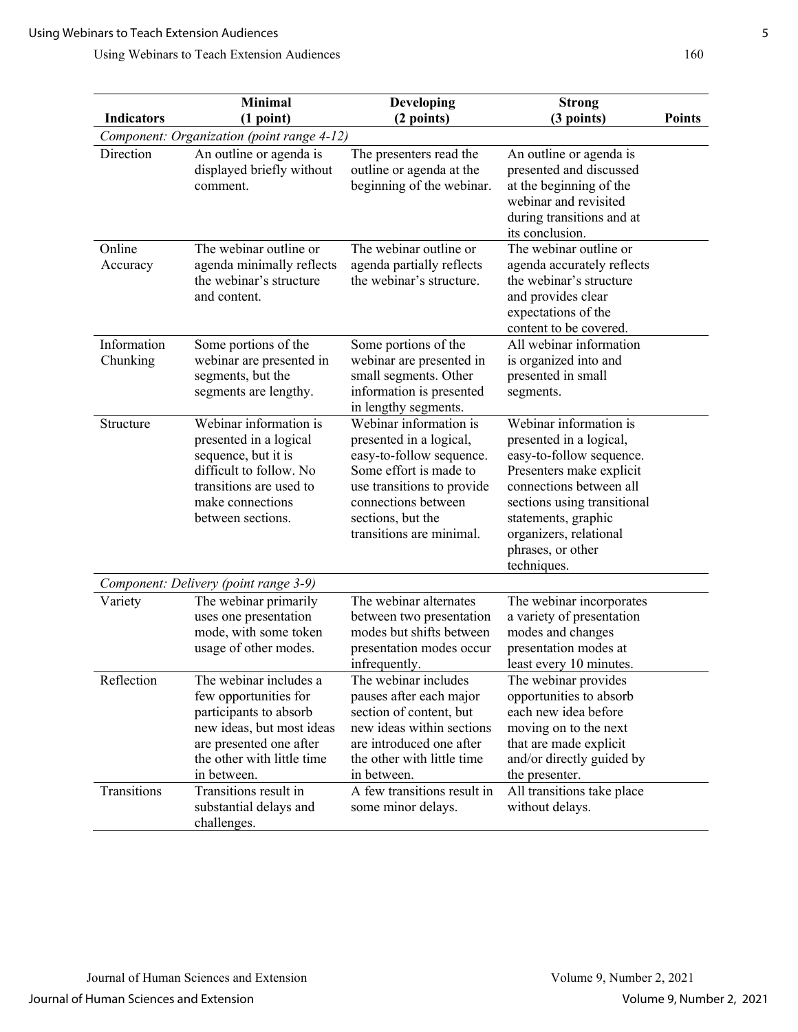| Indicators | Minimal (1 point) | Developing (2 points) | Strong (3 points) | Points |
|---|---|---|---|---|
| *Component: Organization (point range 4-12)* | | | | |
| Direction | An outline or agenda is displayed briefly without comment. | The presenters read the outline or agenda at the beginning of the webinar. | An outline or agenda is presented and discussed at the beginning of the webinar and revisited during transitions and at its conclusion. | |
| Online Accuracy | The webinar outline or agenda minimally reflects the webinar's structure and content. | The webinar outline or agenda partially reflects the webinar's structure. | The webinar outline or agenda accurately reflects the webinar's structure and provides clear expectations of the content to be covered. | |
| Information Chunking | Some portions of the webinar are presented in segments, but the segments are lengthy. | Some portions of the webinar are presented in small segments. Other information is presented in lengthy segments. | All webinar information is organized into and presented in small segments. | |
| Structure | Webinar information is presented in a logical sequence, but it is difficult to follow. No transitions are used to make connections between sections. | Webinar information is presented in a logical, easy-to-follow sequence. Some effort is made to use transitions to provide connections between sections, but the transitions are minimal. | Webinar information is presented in a logical, easy-to-follow sequence. Presenters make explicit connections between all sections using transitional statements, graphic organizers, relational phrases, or other techniques. | |
| *Component: Delivery (point range 3-9)* | | | | |
| Variety | The webinar primarily uses one presentation mode, with some token usage of other modes. | The webinar alternates between two presentation modes but shifts between presentation modes occur infrequently. | The webinar incorporates a variety of presentation modes and changes presentation modes at least every 10 minutes. | |
| Reflection | The webinar includes a few opportunities for participants to absorb new ideas, but most ideas are presented one after the other with little time in between. | The webinar includes pauses after each major section of content, but new ideas within sections are introduced one after the other with little time in between. | The webinar provides opportunities to absorb each new idea before moving on to the next that are made explicit and/or directly guided by the presenter. | |
| Transitions | Transitions result in substantial delays and challenges. | A few transitions result in some minor delays. | All transitions take place without delays. | |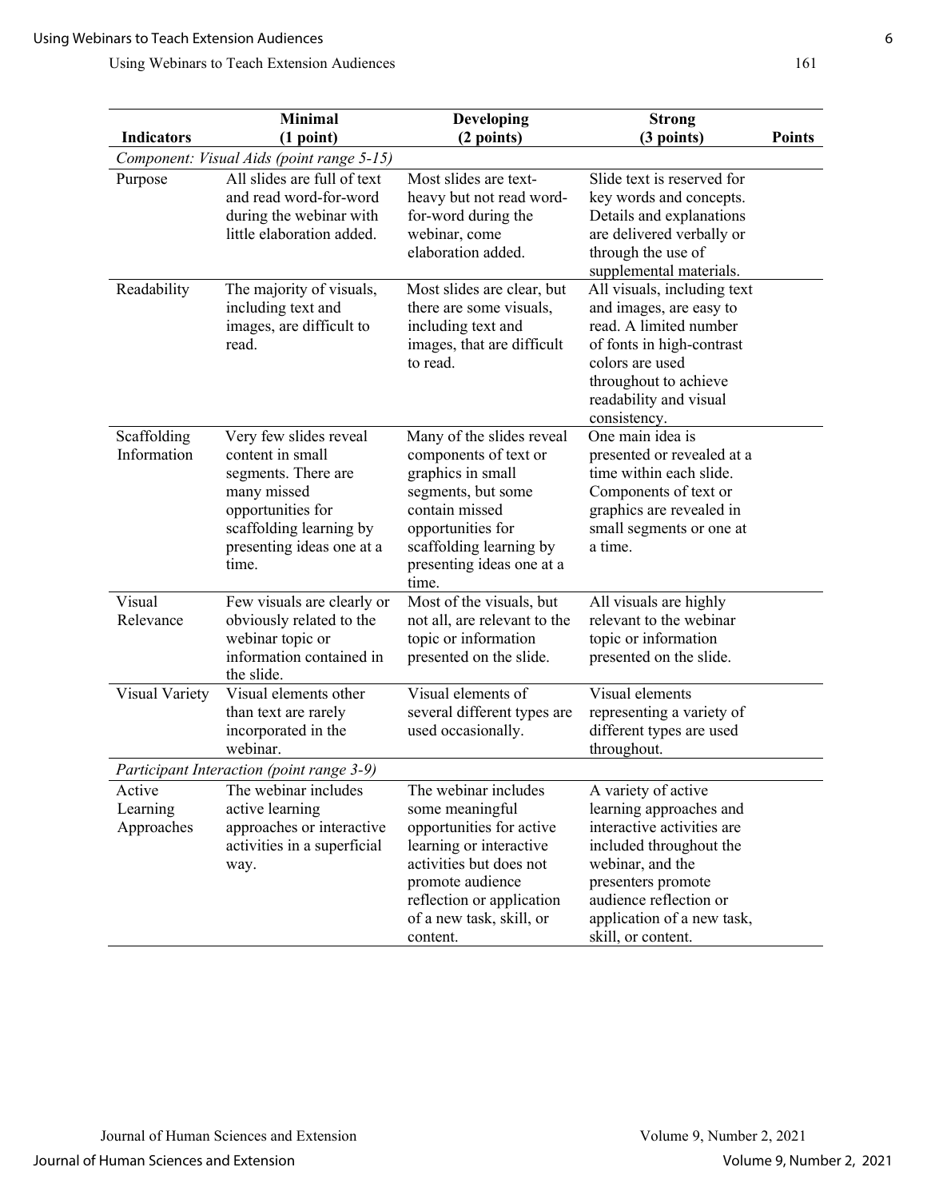| Indicators | Minimal (1 point) | Developing (2 points) | Strong (3 points) | Points |
|---|---|---|---|---|
| *Component: Visual Aids (point range 5-15)* | | | | |
| Purpose | All slides are full of text and read word-for-word during the webinar with little elaboration added. | Most slides are text-heavy but not read word-for-word during the webinar, come elaboration added. | Slide text is reserved for key words and concepts. Details and explanations are delivered verbally or through the use of supplemental materials. | |
| Readability | The majority of visuals, including text and images, are difficult to read. | Most slides are clear, but there are some visuals, including text and images, that are difficult to read. | All visuals, including text and images, are easy to read. A limited number of fonts in high-contrast colors are used throughout to achieve readability and visual consistency. | |
| Scaffolding Information | Very few slides reveal content in small segments. There are many missed opportunities for scaffolding learning by presenting ideas one at a time. | Many of the slides reveal components of text or graphics in small segments, but some contain missed opportunities for scaffolding learning by presenting ideas one at a time. | One main idea is presented or revealed at a time within each slide. Components of text or graphics are revealed in small segments or one at a time. | |
| Visual Relevance | Few visuals are clearly or obviously related to the webinar topic or information contained in the slide. | Most of the visuals, but not all, are relevant to the topic or information presented on the slide. | All visuals are highly relevant to the webinar topic or information presented on the slide. | |
| Visual Variety | Visual elements other than text are rarely incorporated in the webinar. | Visual elements of several different types are used occasionally. | Visual elements representing a variety of different types are used throughout. | |
| *Participant Interaction (point range 3-9)* | | | | |
| Active Learning Approaches | The webinar includes active learning approaches or interactive activities in a superficial way. | The webinar includes some meaningful opportunities for active learning or interactive activities but does not promote audience reflection or application of a new task, skill, or content. | A variety of active learning approaches and interactive activities are included throughout the webinar, and the presenters promote audience reflection or application of a new task, skill, or content. | |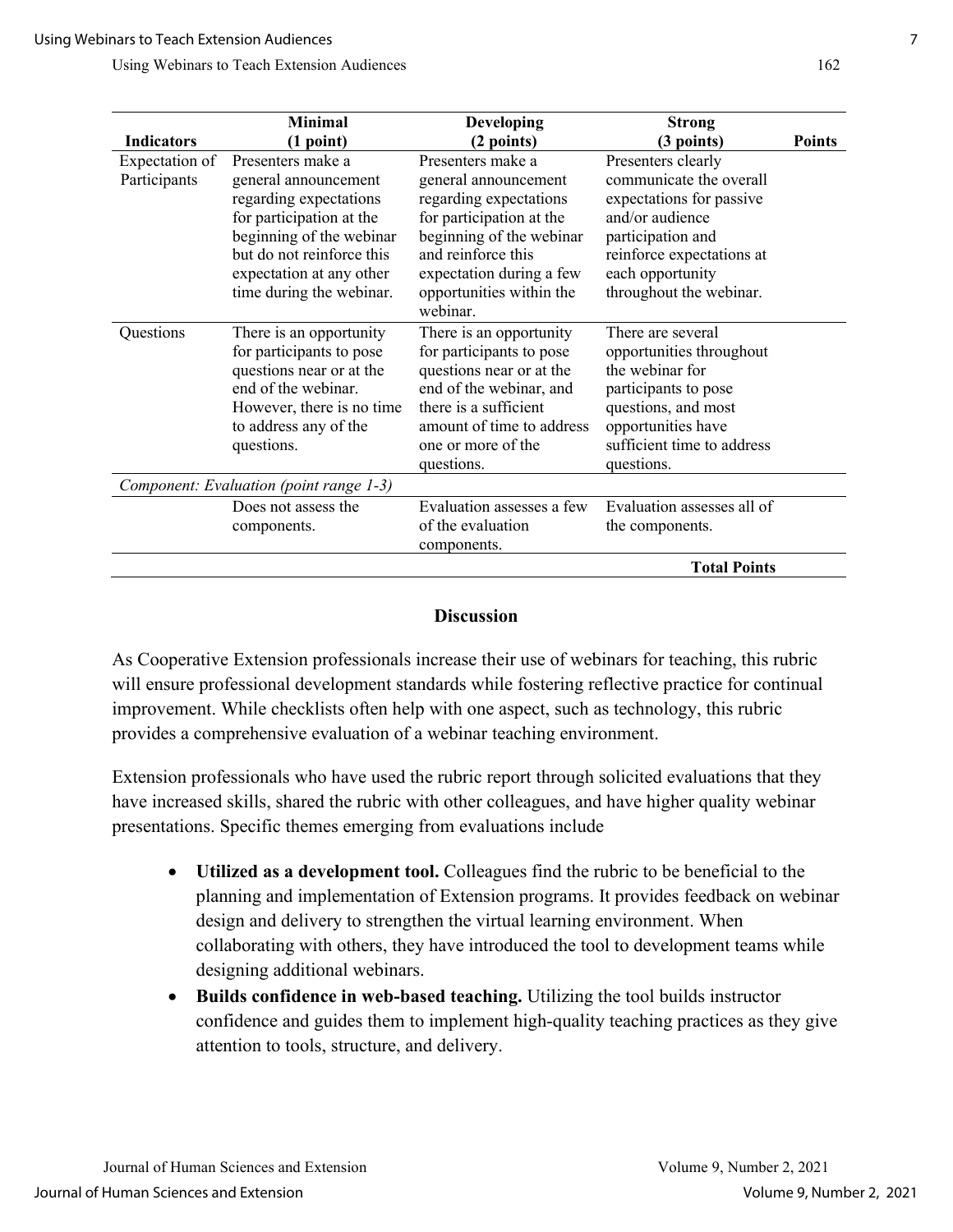| Indicators | Minimal (1 point) | Developing (2 points) | Strong (3 points) | Points |
|---|---|---|---|---|
| Expectation of Participants | Presenters make a general announcement regarding expectations for participation at the beginning of the webinar but do not reinforce this expectation at any other time during the webinar. | Presenters make a general announcement regarding expectations for participation at the beginning of the webinar and reinforce this expectation during a few opportunities within the webinar. | Presenters clearly communicate the overall expectations for passive and/or audience participation and reinforce expectations at each opportunity throughout the webinar. | |
| Questions | There is an opportunity for participants to pose questions near or at the end of the webinar. However, there is no time to address any of the questions. | There is an opportunity for participants to pose questions near or at the end of the webinar, and there is a sufficient amount of time to address one or more of the questions. | There are several opportunities throughout the webinar for participants to pose questions, and most opportunities have sufficient time to address questions. | |
| *Component: Evaluation (point range 1-3)* | | | | |
| | Does not assess the components. | Evaluation assesses a few of the evaluation components. | Evaluation assesses all of the components. | |
| | | | **Total Points** | |

## Discussion

As Cooperative Extension professionals increase their use of webinars for teaching, this rubric will ensure professional development standards while fostering reflective practice for continual improvement. While checklists often help with one aspect, such as technology, this rubric provides a comprehensive evaluation of a webinar teaching environment.

Extension professionals who have used the rubric report through solicited evaluations that they have increased skills, shared the rubric with other colleagues, and have higher quality webinar presentations. Specific themes emerging from evaluations include

- **Utilized as a development tool.** Colleagues find the rubric to be beneficial to the planning and implementation of Extension programs. It provides feedback on webinar design and delivery to strengthen the virtual learning environment. When collaborating with others, they have introduced the tool to development teams while designing additional webinars.
- **Builds confidence in web-based teaching.** Utilizing the tool builds instructor confidence and guides them to implement high-quality teaching practices as they give attention to tools, structure, and delivery.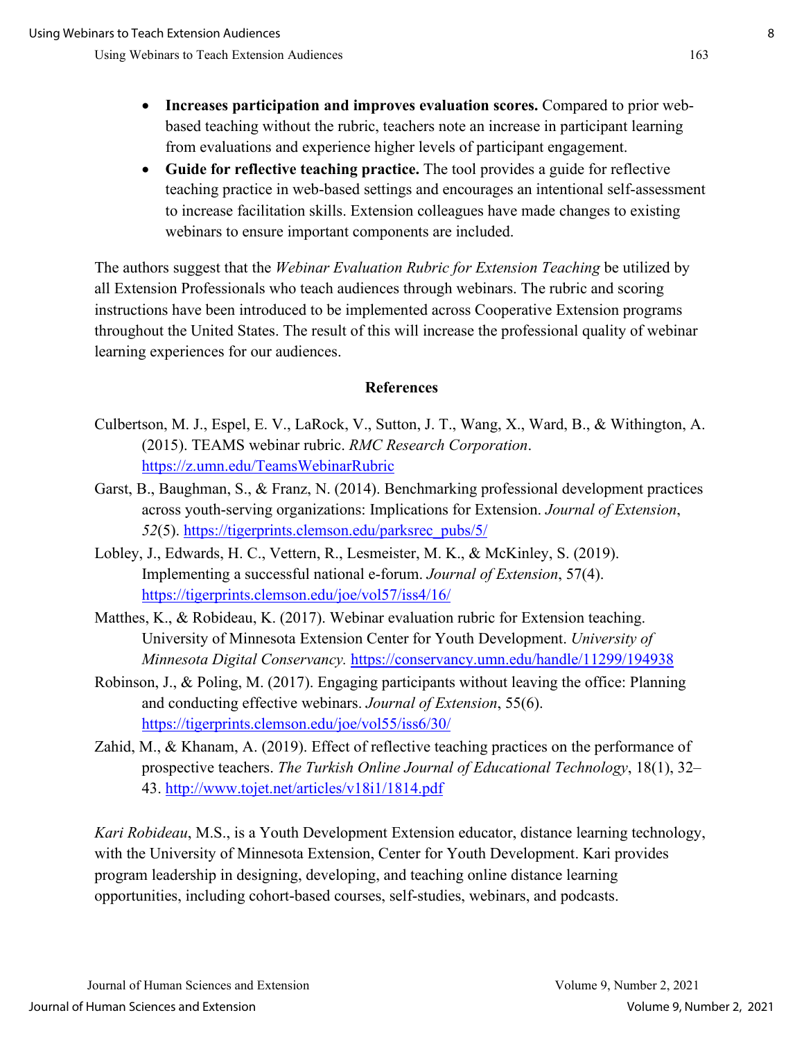- **Increases participation and improves evaluation scores.** Compared to prior web-based teaching without the rubric, teachers note an increase in participant learning from evaluations and experience higher levels of participant engagement.
- **Guide for reflective teaching practice.** The tool provides a guide for reflective teaching practice in web-based settings and encourages an intentional self-assessment to increase facilitation skills. Extension colleagues have made changes to existing webinars to ensure important components are included.

The authors suggest that the *Webinar Evaluation Rubric for Extension Teaching* be utilized by all Extension Professionals who teach audiences through webinars. The rubric and scoring instructions have been introduced to be implemented across Cooperative Extension programs throughout the United States. The result of this will increase the professional quality of webinar learning experiences for our audiences.

## References

Culbertson, M. J., Espel, E. V., LaRock, V., Sutton, J. T., Wang, X., Ward, B., & Withington, A. (2015). TEAMS webinar rubric. *RMC Research Corporation*. https://z.umn.edu/TeamsWebinarRubric

Garst, B., Baughman, S., & Franz, N. (2014). Benchmarking professional development practices across youth-serving organizations: Implications for Extension. *Journal of Extension*, *52*(5). https://tigerprints.clemson.edu/parksrec_pubs/5/

Lobley, J., Edwards, H. C., Vettern, R., Lesmeister, M. K., & McKinley, S. (2019). Implementing a successful national e-forum. *Journal of Extension*, 57(4). https://tigerprints.clemson.edu/joe/vol57/iss4/16/

Matthes, K., & Robideau, K. (2017). Webinar evaluation rubric for Extension teaching. University of Minnesota Extension Center for Youth Development. *University of Minnesota Digital Conservancy.* https://conservancy.umn.edu/handle/11299/194938

Robinson, J., & Poling, M. (2017). Engaging participants without leaving the office: Planning and conducting effective webinars. *Journal of Extension*, 55(6). https://tigerprints.clemson.edu/joe/vol55/iss6/30/

Zahid, M., & Khanam, A. (2019). Effect of reflective teaching practices on the performance of prospective teachers. *The Turkish Online Journal of Educational Technology*, 18(1), 32–43. http://www.tojet.net/articles/v18i1/1814.pdf

*Kari Robideau*, M.S., is a Youth Development Extension educator, distance learning technology, with the University of Minnesota Extension, Center for Youth Development. Kari provides program leadership in designing, developing, and teaching online distance learning opportunities, including cohort-based courses, self-studies, webinars, and podcasts.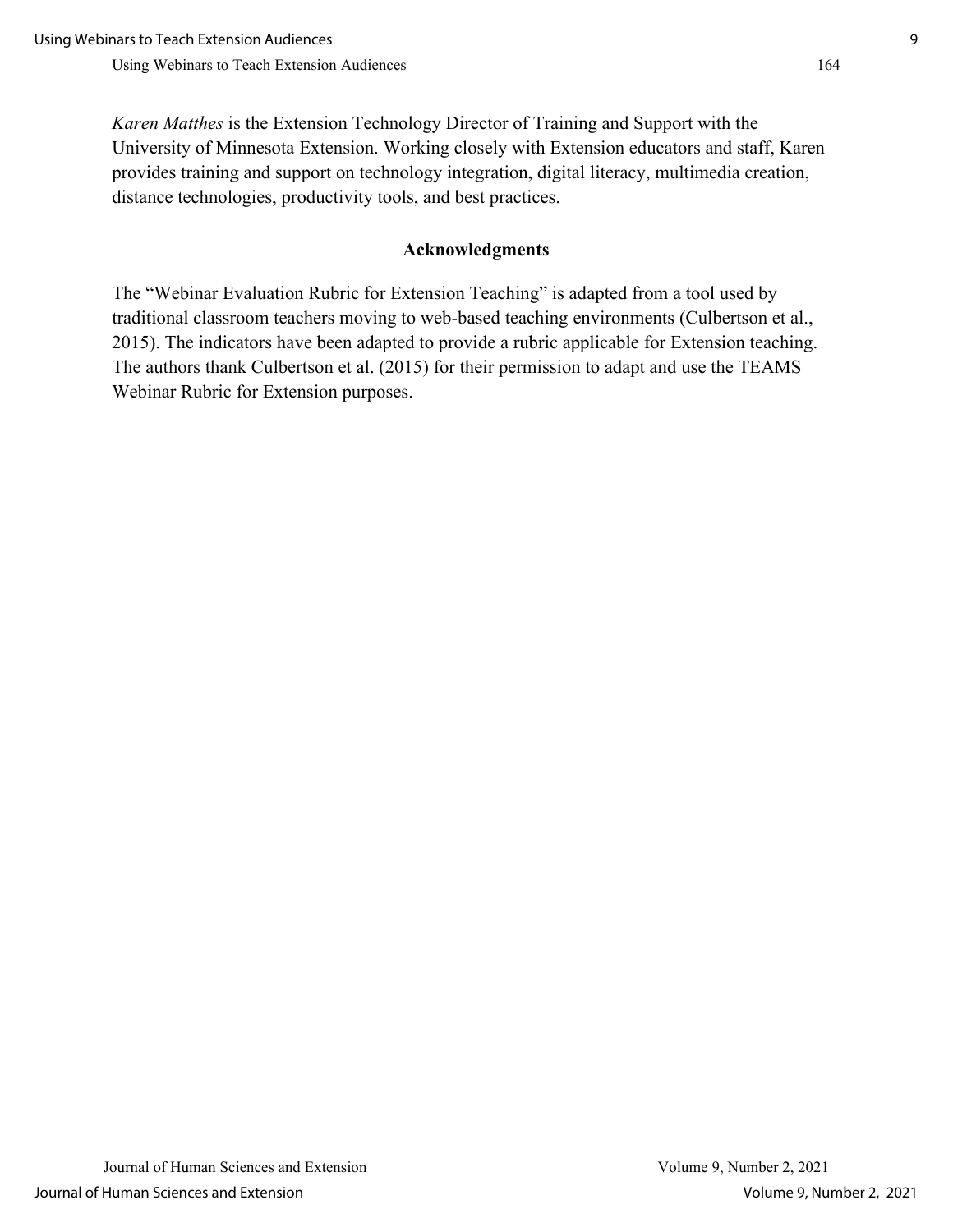*Karen Matthes* is the Extension Technology Director of Training and Support with the University of Minnesota Extension. Working closely with Extension educators and staff, Karen provides training and support on technology integration, digital literacy, multimedia creation, distance technologies, productivity tools, and best practices.

## Acknowledgments

The "Webinar Evaluation Rubric for Extension Teaching" is adapted from a tool used by traditional classroom teachers moving to web-based teaching environments (Culbertson et al., 2015). The indicators have been adapted to provide a rubric applicable for Extension teaching. The authors thank Culbertson et al. (2015) for their permission to adapt and use the TEAMS Webinar Rubric for Extension purposes.